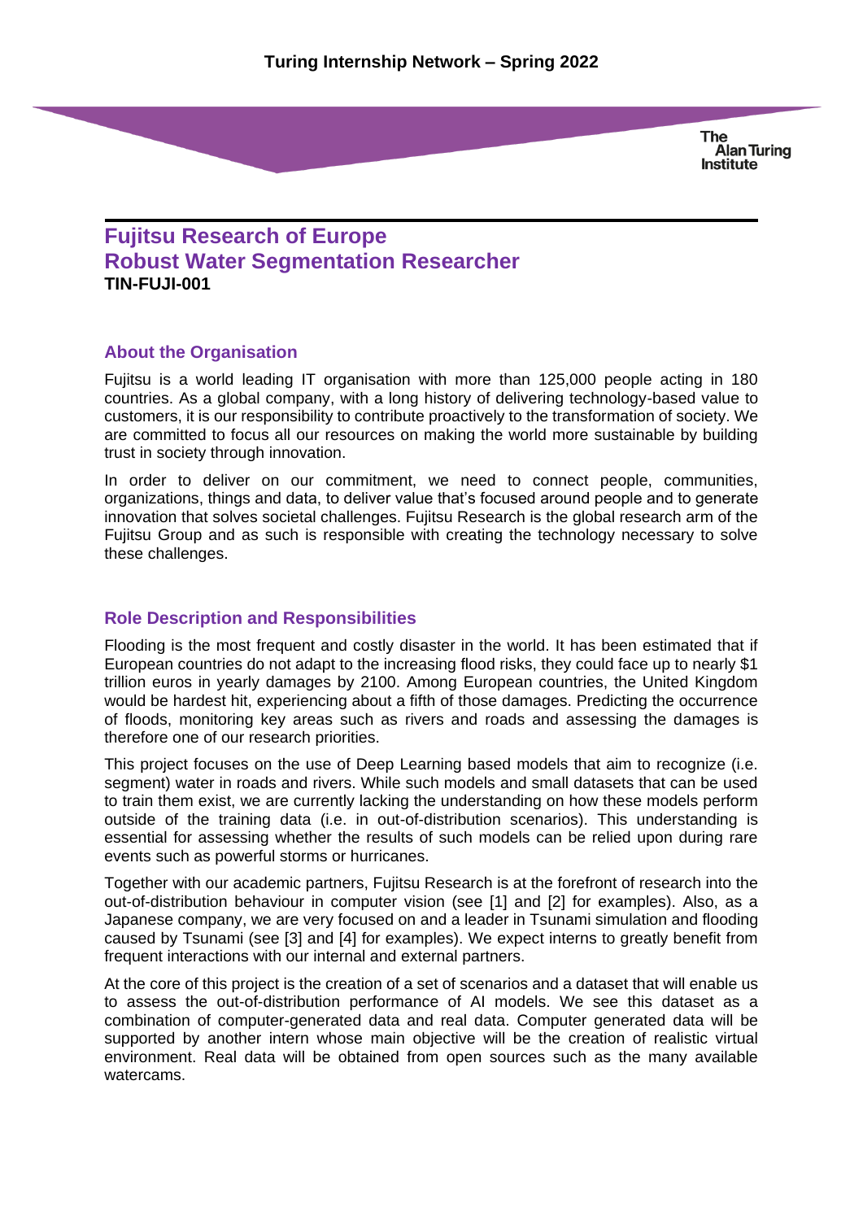# Turing Internship Network – Spring 2022

## Fujitsu Research of Europe
## Robust Water Segmentation Researcher
**TIN-FUJI-001**

### About the Organisation

Fujitsu is a world leading IT organisation with more than 125,000 people acting in 180 countries. As a global company, with a long history of delivering technology-based value to customers, it is our responsibility to contribute proactively to the transformation of society. We are committed to focus all our resources on making the world more sustainable by building trust in society through innovation.

In order to deliver on our commitment, we need to connect people, communities, organizations, things and data, to deliver value that's focused around people and to generate innovation that solves societal challenges. Fujitsu Research is the global research arm of the Fujitsu Group and as such is responsible with creating the technology necessary to solve these challenges.

### Role Description and Responsibilities

Flooding is the most frequent and costly disaster in the world. It has been estimated that if European countries do not adapt to the increasing flood risks, they could face up to nearly $1 trillion euros in yearly damages by 2100. Among European countries, the United Kingdom would be hardest hit, experiencing about a fifth of those damages. Predicting the occurrence of floods, monitoring key areas such as rivers and roads and assessing the damages is therefore one of our research priorities.

This project focuses on the use of Deep Learning based models that aim to recognize (i.e. segment) water in roads and rivers. While such models and small datasets that can be used to train them exist, we are currently lacking the understanding on how these models perform outside of the training data (i.e. in out-of-distribution scenarios). This understanding is essential for assessing whether the results of such models can be relied upon during rare events such as powerful storms or hurricanes.

Together with our academic partners, Fujitsu Research is at the forefront of research into the out-of-distribution behaviour in computer vision (see [1] and [2] for examples). Also, as a Japanese company, we are very focused on and a leader in Tsunami simulation and flooding caused by Tsunami (see [3] and [4] for examples). We expect interns to greatly benefit from frequent interactions with our internal and external partners.

At the core of this project is the creation of a set of scenarios and a dataset that will enable us to assess the out-of-distribution performance of AI models. We see this dataset as a combination of computer-generated data and real data. Computer generated data will be supported by another intern whose main objective will be the creation of realistic virtual environment. Real data will be obtained from open sources such as the many available watercams.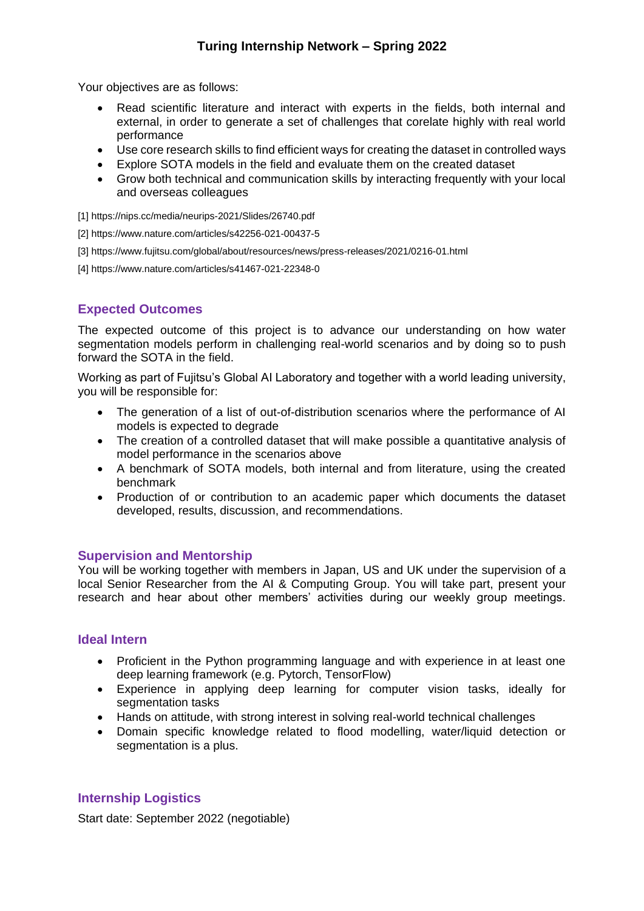Your objectives are as follows:

- Read scientific literature and interact with experts in the fields, both internal and external, in order to generate a set of challenges that corelate highly with real world performance
- Use core research skills to find efficient ways for creating the dataset in controlled ways
- Explore SOTA models in the field and evaluate them on the created dataset
- Grow both technical and communication skills by interacting frequently with your local and overseas colleagues

[1] https://nips.cc/media/neurips-2021/Slides/26740.pdf

[2] https://www.nature.com/articles/s42256-021-00437-5

[3] https://www.fujitsu.com/global/about/resources/news/press-releases/2021/0216-01.html

[4] https://www.nature.com/articles/s41467-021-22348-0

## Expected Outcomes

The expected outcome of this project is to advance our understanding on how water segmentation models perform in challenging real-world scenarios and by doing so to push forward the SOTA in the field.

Working as part of Fujitsu's Global AI Laboratory and together with a world leading university, you will be responsible for:

- The generation of a list of out-of-distribution scenarios where the performance of AI models is expected to degrade
- The creation of a controlled dataset that will make possible a quantitative analysis of model performance in the scenarios above
- A benchmark of SOTA models, both internal and from literature, using the created benchmark
- Production of or contribution to an academic paper which documents the dataset developed, results, discussion, and recommendations.

## Supervision and Mentorship

You will be working together with members in Japan, US and UK under the supervision of a local Senior Researcher from the AI & Computing Group. You will take part, present your research and hear about other members' activities during our weekly group meetings.

## Ideal Intern

- Proficient in the Python programming language and with experience in at least one deep learning framework (e.g. Pytorch, TensorFlow)
- Experience in applying deep learning for computer vision tasks, ideally for segmentation tasks
- Hands on attitude, with strong interest in solving real-world technical challenges
- Domain specific knowledge related to flood modelling, water/liquid detection or segmentation is a plus.

## Internship Logistics

Start date: September 2022 (negotiable)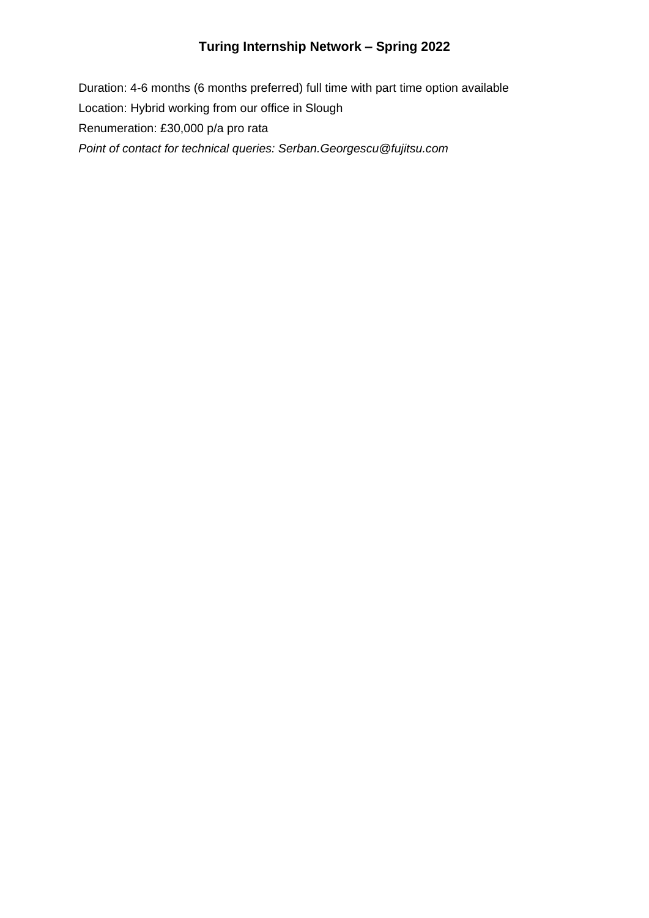**Turing Internship Network – Spring 2022**

Duration: 4-6 months (6 months preferred) full time with part time option available

Location: Hybrid working from our office in Slough

Renumeration: £30,000 p/a pro rata

*Point of contact for technical queries: Serban.Georgescu@fujitsu.com*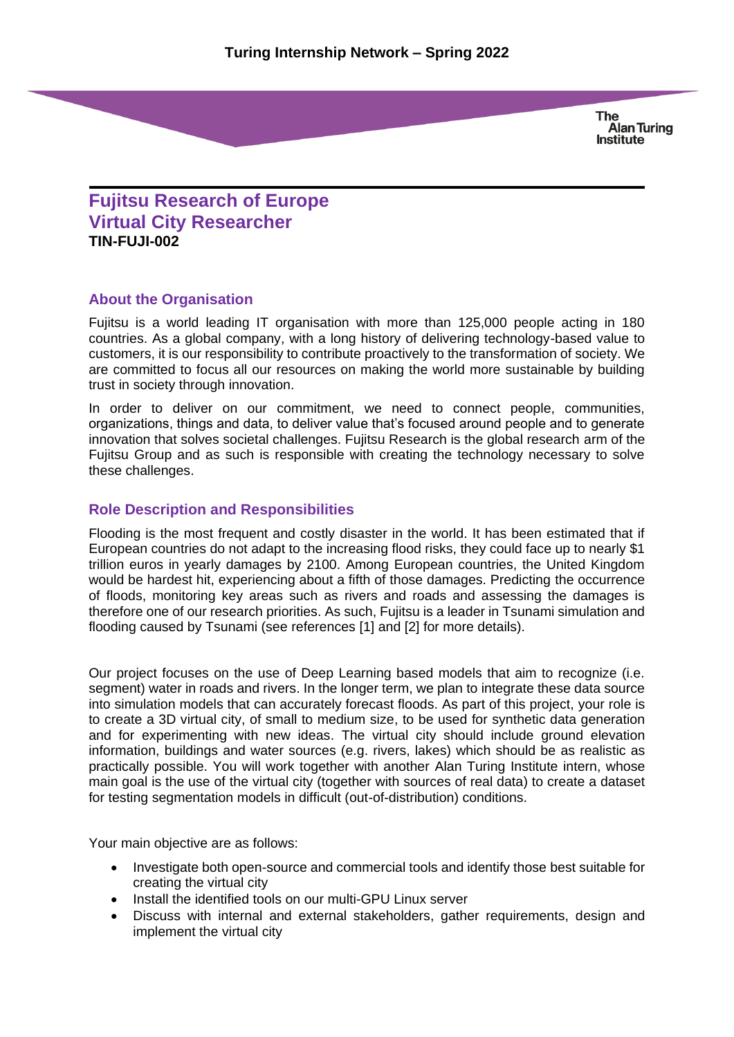## Fujitsu Research of Europe
## Virtual City Researcher
**TIN-FUJI-002**

### About the Organisation

Fujitsu is a world leading IT organisation with more than 125,000 people acting in 180 countries. As a global company, with a long history of delivering technology-based value to customers, it is our responsibility to contribute proactively to the transformation of society. We are committed to focus all our resources on making the world more sustainable by building trust in society through innovation.

In order to deliver on our commitment, we need to connect people, communities, organizations, things and data, to deliver value that's focused around people and to generate innovation that solves societal challenges. Fujitsu Research is the global research arm of the Fujitsu Group and as such is responsible with creating the technology necessary to solve these challenges.

### Role Description and Responsibilities

Flooding is the most frequent and costly disaster in the world. It has been estimated that if European countries do not adapt to the increasing flood risks, they could face up to nearly $1 trillion euros in yearly damages by 2100. Among European countries, the United Kingdom would be hardest hit, experiencing about a fifth of those damages. Predicting the occurrence of floods, monitoring key areas such as rivers and roads and assessing the damages is therefore one of our research priorities. As such, Fujitsu is a leader in Tsunami simulation and flooding caused by Tsunami (see references [1] and [2] for more details).

Our project focuses on the use of Deep Learning based models that aim to recognize (i.e. segment) water in roads and rivers. In the longer term, we plan to integrate these data source into simulation models that can accurately forecast floods. As part of this project, your role is to create a 3D virtual city, of small to medium size, to be used for synthetic data generation and for experimenting with new ideas. The virtual city should include ground elevation information, buildings and water sources (e.g. rivers, lakes) which should be as realistic as practically possible. You will work together with another Alan Turing Institute intern, whose main goal is the use of the virtual city (together with sources of real data) to create a dataset for testing segmentation models in difficult (out-of-distribution) conditions.

Your main objective are as follows:

- Investigate both open-source and commercial tools and identify those best suitable for creating the virtual city
- Install the identified tools on our multi-GPU Linux server
- Discuss with internal and external stakeholders, gather requirements, design and implement the virtual city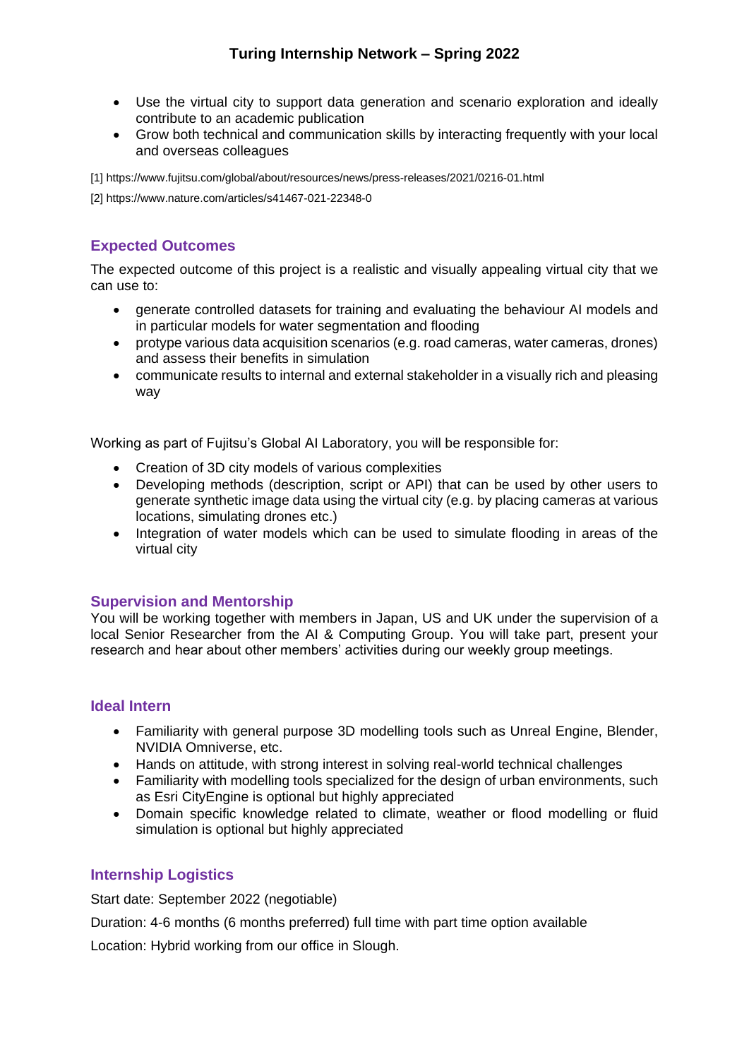- Use the virtual city to support data generation and scenario exploration and ideally contribute to an academic publication
- Grow both technical and communication skills by interacting frequently with your local and overseas colleagues

[1] https://www.fujitsu.com/global/about/resources/news/press-releases/2021/0216-01.html

[2] https://www.nature.com/articles/s41467-021-22348-0

## Expected Outcomes

The expected outcome of this project is a realistic and visually appealing virtual city that we can use to:

- generate controlled datasets for training and evaluating the behaviour AI models and in particular models for water segmentation and flooding
- protype various data acquisition scenarios (e.g. road cameras, water cameras, drones) and assess their benefits in simulation
- communicate results to internal and external stakeholder in a visually rich and pleasing way

Working as part of Fujitsu's Global AI Laboratory, you will be responsible for:

- Creation of 3D city models of various complexities
- Developing methods (description, script or API) that can be used by other users to generate synthetic image data using the virtual city (e.g. by placing cameras at various locations, simulating drones etc.)
- Integration of water models which can be used to simulate flooding in areas of the virtual city

## Supervision and Mentorship

You will be working together with members in Japan, US and UK under the supervision of a local Senior Researcher from the AI & Computing Group. You will take part, present your research and hear about other members' activities during our weekly group meetings.

## Ideal Intern

- Familiarity with general purpose 3D modelling tools such as Unreal Engine, Blender, NVIDIA Omniverse, etc.
- Hands on attitude, with strong interest in solving real-world technical challenges
- Familiarity with modelling tools specialized for the design of urban environments, such as Esri CityEngine is optional but highly appreciated
- Domain specific knowledge related to climate, weather or flood modelling or fluid simulation is optional but highly appreciated

## Internship Logistics

Start date: September 2022 (negotiable)

Duration: 4-6 months (6 months preferred) full time with part time option available

Location: Hybrid working from our office in Slough.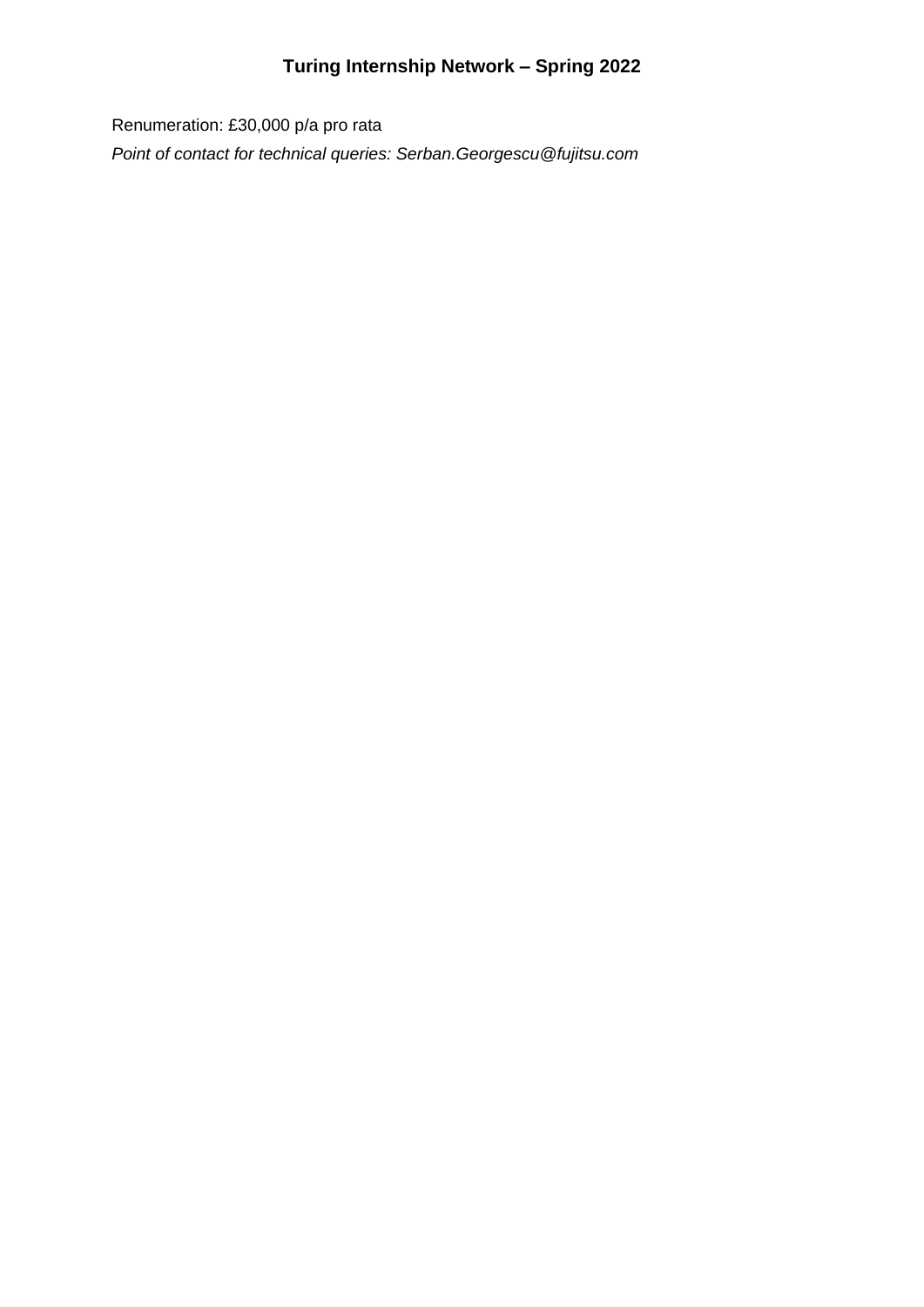**Turing Internship Network – Spring 2022**

Renumeration: £30,000 p/a pro rata

*Point of contact for technical queries: Serban.Georgescu@fujitsu.com*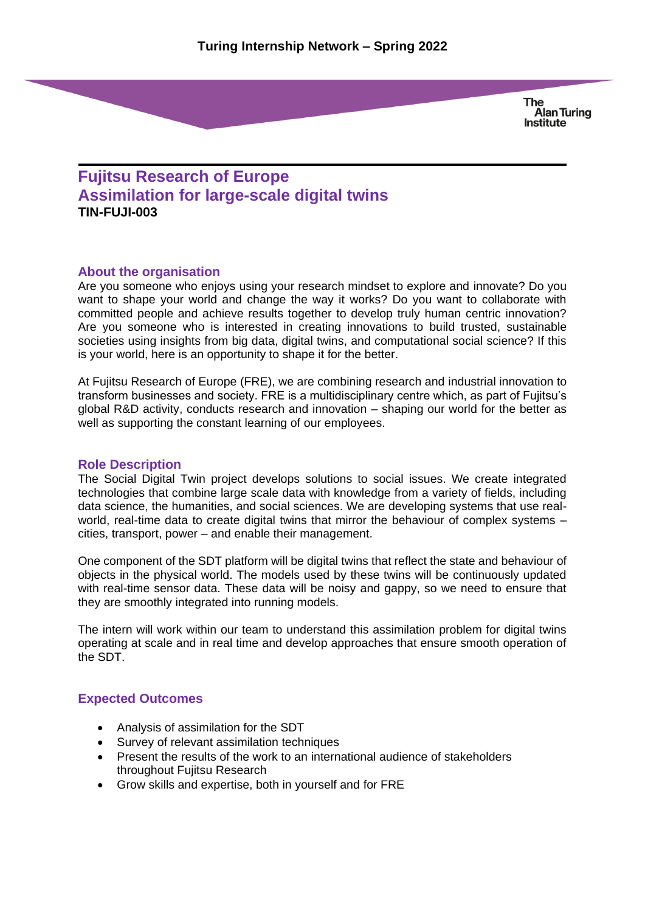# Fujitsu Research of Europe
# Assimilation for large-scale digital twins
**TIN-FUJI-003**

## About the organisation

Are you someone who enjoys using your research mindset to explore and innovate? Do you want to shape your world and change the way it works? Do you want to collaborate with committed people and achieve results together to develop truly human centric innovation? Are you someone who is interested in creating innovations to build trusted, sustainable societies using insights from big data, digital twins, and computational social science? If this is your world, here is an opportunity to shape it for the better.

At Fujitsu Research of Europe (FRE), we are combining research and industrial innovation to transform businesses and society. FRE is a multidisciplinary centre which, as part of Fujitsu's global R&D activity, conducts research and innovation – shaping our world for the better as well as supporting the constant learning of our employees.

## Role Description

The Social Digital Twin project develops solutions to social issues. We create integrated technologies that combine large scale data with knowledge from a variety of fields, including data science, the humanities, and social sciences. We are developing systems that use real-world, real-time data to create digital twins that mirror the behaviour of complex systems – cities, transport, power – and enable their management.

One component of the SDT platform will be digital twins that reflect the state and behaviour of objects in the physical world. The models used by these twins will be continuously updated with real-time sensor data. These data will be noisy and gappy, so we need to ensure that they are smoothly integrated into running models.

The intern will work within our team to understand this assimilation problem for digital twins operating at scale and in real time and develop approaches that ensure smooth operation of the SDT.

## Expected Outcomes

- Analysis of assimilation for the SDT
- Survey of relevant assimilation techniques
- Present the results of the work to an international audience of stakeholders throughout Fujitsu Research
- Grow skills and expertise, both in yourself and for FRE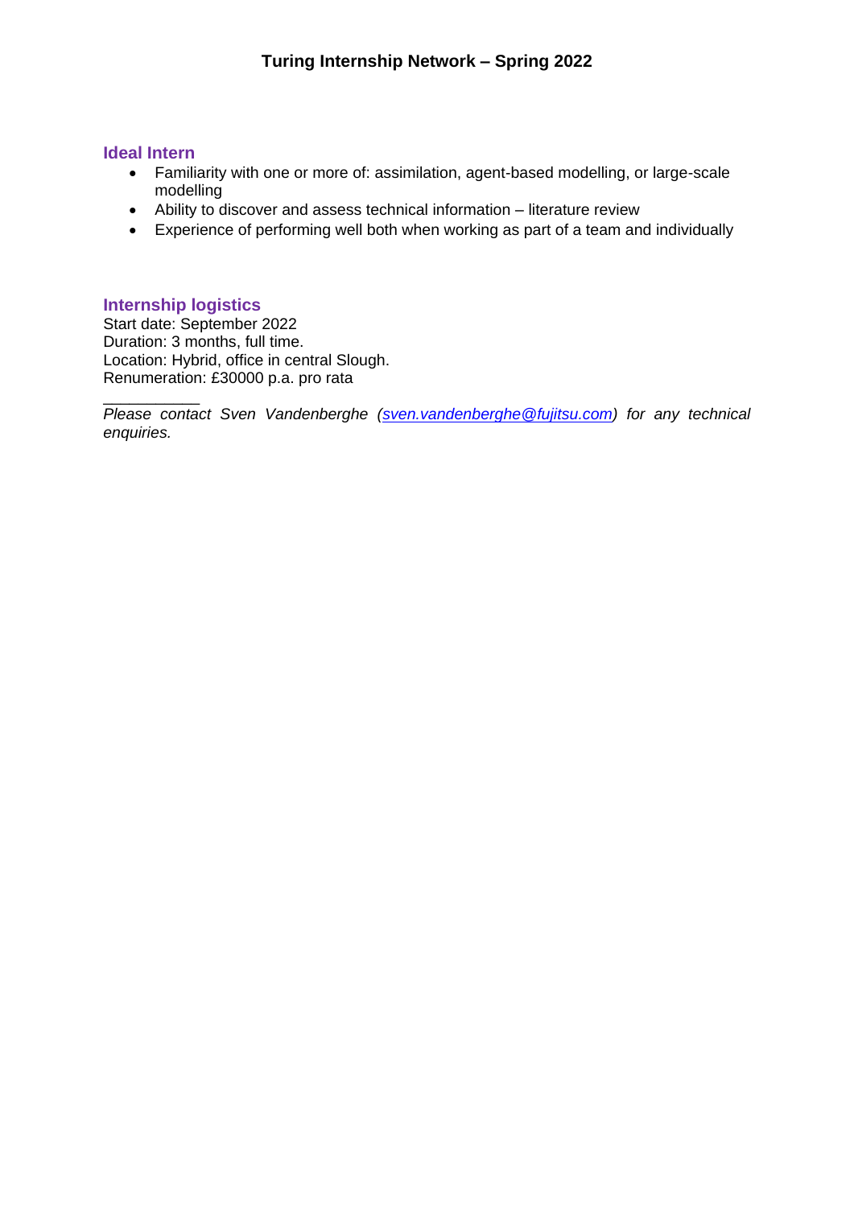## Ideal Intern

- Familiarity with one or more of: assimilation, agent-based modelling, or large-scale modelling
- Ability to discover and assess technical information – literature review
- Experience of performing well both when working as part of a team and individually

## Internship logistics

Start date: September 2022
Duration: 3 months, full time.
Location: Hybrid, office in central Slough.
Renumeration: £30000 p.a. pro rata

___________

*Please contact Sven Vandenberghe ([sven.vandenberghe@fujitsu.com](mailto:sven.vandenberghe@fujitsu.com)) for any technical enquiries.*